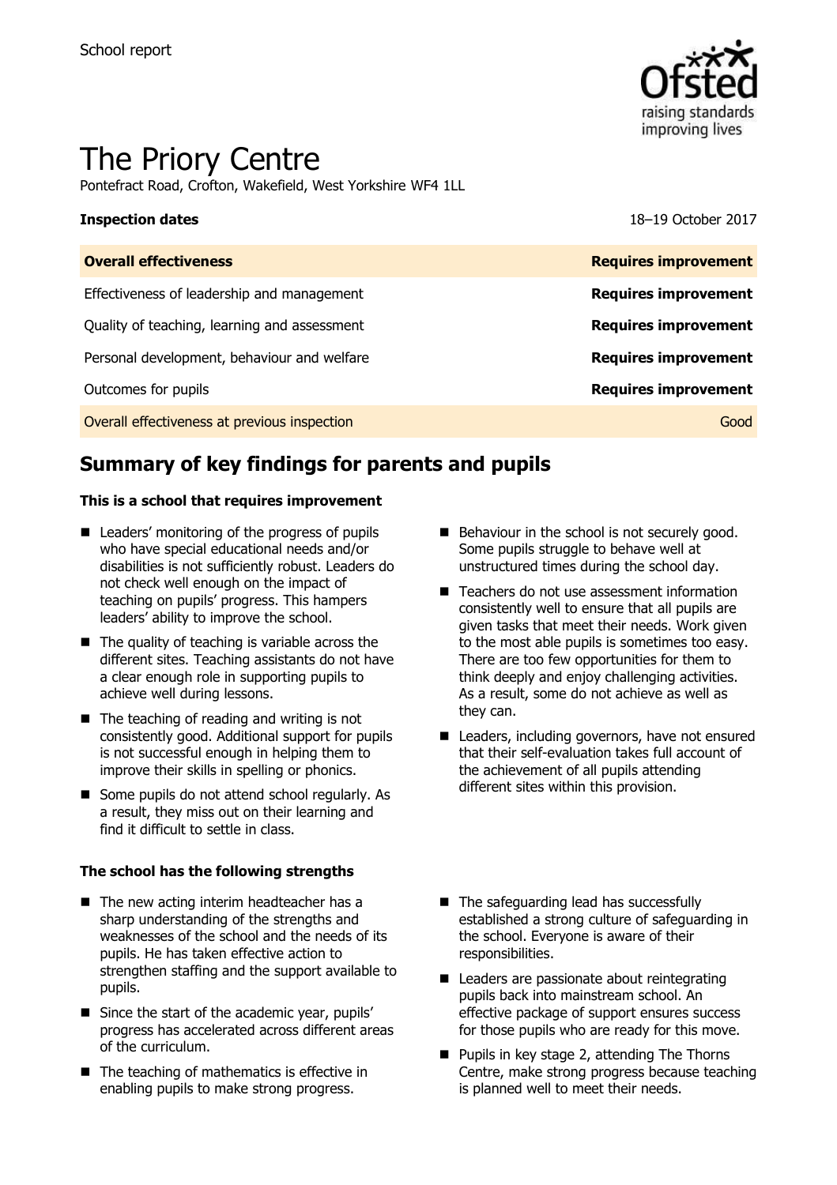School report

# The Priory Centre

Pontefract Road, Crofton, Wakefield, West Yorkshire WF4 1LL

| **Inspection dates** | 18–19 October 2017 |
| --- | --- |
| **Overall effectiveness** | **Requires improvement** |
| Effectiveness of leadership and management | **Requires improvement** |
| Quality of teaching, learning and assessment | **Requires improvement** |
| Personal development, behaviour and welfare | **Requires improvement** |
| Outcomes for pupils | **Requires improvement** |
| Overall effectiveness at previous inspection | Good |

## Summary of key findings for parents and pupils

**This is a school that requires improvement**

- Leaders' monitoring of the progress of pupils who have special educational needs and/or disabilities is not sufficiently robust. Leaders do not check well enough on the impact of teaching on pupils' progress. This hampers leaders' ability to improve the school.
- The quality of teaching is variable across the different sites. Teaching assistants do not have a clear enough role in supporting pupils to achieve well during lessons.
- The teaching of reading and writing is not consistently good. Additional support for pupils is not successful enough in helping them to improve their skills in spelling or phonics.
- Some pupils do not attend school regularly. As a result, they miss out on their learning and find it difficult to settle in class.
- Behaviour in the school is not securely good. Some pupils struggle to behave well at unstructured times during the school day.
- Teachers do not use assessment information consistently well to ensure that all pupils are given tasks that meet their needs. Work given to the most able pupils is sometimes too easy. There are too few opportunities for them to think deeply and enjoy challenging activities. As a result, some do not achieve as well as they can.
- Leaders, including governors, have not ensured that their self-evaluation takes full account of the achievement of all pupils attending different sites within this provision.

**The school has the following strengths**

- The new acting interim headteacher has a sharp understanding of the strengths and weaknesses of the school and the needs of its pupils. He has taken effective action to strengthen staffing and the support available to pupils.
- Since the start of the academic year, pupils' progress has accelerated across different areas of the curriculum.
- The teaching of mathematics is effective in enabling pupils to make strong progress.
- The safeguarding lead has successfully established a strong culture of safeguarding in the school. Everyone is aware of their responsibilities.
- Leaders are passionate about reintegrating pupils back into mainstream school. An effective package of support ensures success for those pupils who are ready for this move.
- Pupils in key stage 2, attending The Thorns Centre, make strong progress because teaching is planned well to meet their needs.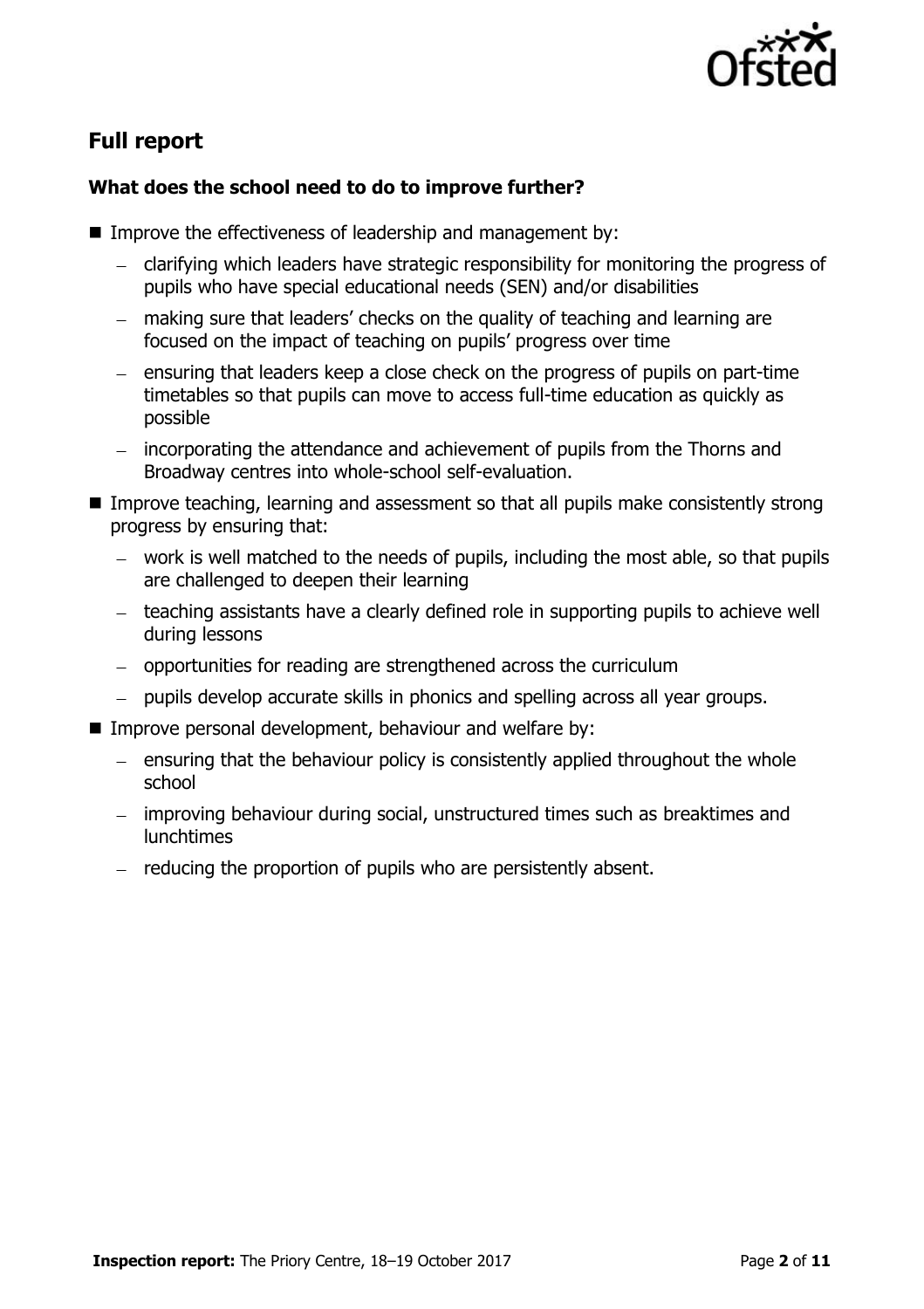## Full report

### What does the school need to do to improve further?

- Improve the effectiveness of leadership and management by:
  - clarifying which leaders have strategic responsibility for monitoring the progress of pupils who have special educational needs (SEN) and/or disabilities
  - making sure that leaders' checks on the quality of teaching and learning are focused on the impact of teaching on pupils' progress over time
  - ensuring that leaders keep a close check on the progress of pupils on part-time timetables so that pupils can move to access full-time education as quickly as possible
  - incorporating the attendance and achievement of pupils from the Thorns and Broadway centres into whole-school self-evaluation.
- Improve teaching, learning and assessment so that all pupils make consistently strong progress by ensuring that:
  - work is well matched to the needs of pupils, including the most able, so that pupils are challenged to deepen their learning
  - teaching assistants have a clearly defined role in supporting pupils to achieve well during lessons
  - opportunities for reading are strengthened across the curriculum
  - pupils develop accurate skills in phonics and spelling across all year groups.
- Improve personal development, behaviour and welfare by:
  - ensuring that the behaviour policy is consistently applied throughout the whole school
  - improving behaviour during social, unstructured times such as breaktimes and lunchtimes
  - reducing the proportion of pupils who are persistently absent.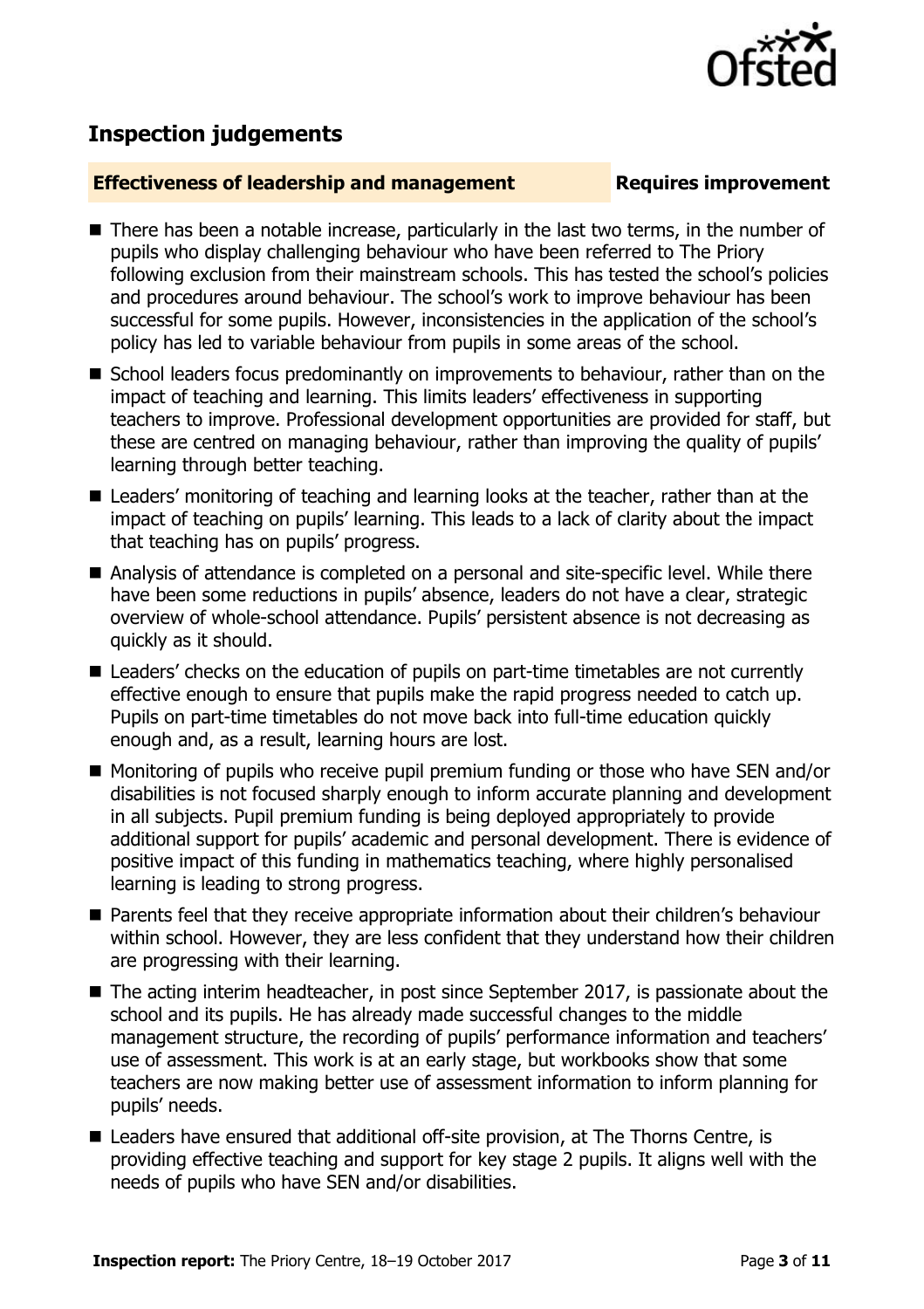## Inspection judgements

**Effectiveness of leadership and management** **Requires improvement**

- There has been a notable increase, particularly in the last two terms, in the number of pupils who display challenging behaviour who have been referred to The Priory following exclusion from their mainstream schools. This has tested the school's policies and procedures around behaviour. The school's work to improve behaviour has been successful for some pupils. However, inconsistencies in the application of the school's policy has led to variable behaviour from pupils in some areas of the school.
- School leaders focus predominantly on improvements to behaviour, rather than on the impact of teaching and learning. This limits leaders' effectiveness in supporting teachers to improve. Professional development opportunities are provided for staff, but these are centred on managing behaviour, rather than improving the quality of pupils' learning through better teaching.
- Leaders' monitoring of teaching and learning looks at the teacher, rather than at the impact of teaching on pupils' learning. This leads to a lack of clarity about the impact that teaching has on pupils' progress.
- Analysis of attendance is completed on a personal and site-specific level. While there have been some reductions in pupils' absence, leaders do not have a clear, strategic overview of whole-school attendance. Pupils' persistent absence is not decreasing as quickly as it should.
- Leaders' checks on the education of pupils on part-time timetables are not currently effective enough to ensure that pupils make the rapid progress needed to catch up. Pupils on part-time timetables do not move back into full-time education quickly enough and, as a result, learning hours are lost.
- Monitoring of pupils who receive pupil premium funding or those who have SEN and/or disabilities is not focused sharply enough to inform accurate planning and development in all subjects. Pupil premium funding is being deployed appropriately to provide additional support for pupils' academic and personal development. There is evidence of positive impact of this funding in mathematics teaching, where highly personalised learning is leading to strong progress.
- Parents feel that they receive appropriate information about their children's behaviour within school. However, they are less confident that they understand how their children are progressing with their learning.
- The acting interim headteacher, in post since September 2017, is passionate about the school and its pupils. He has already made successful changes to the middle management structure, the recording of pupils' performance information and teachers' use of assessment. This work is at an early stage, but workbooks show that some teachers are now making better use of assessment information to inform planning for pupils' needs.
- Leaders have ensured that additional off-site provision, at The Thorns Centre, is providing effective teaching and support for key stage 2 pupils. It aligns well with the needs of pupils who have SEN and/or disabilities.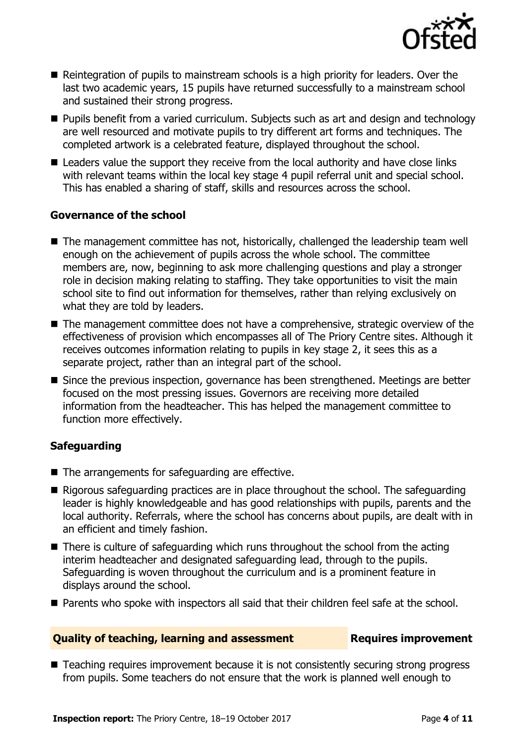- Reintegration of pupils to mainstream schools is a high priority for leaders. Over the last two academic years, 15 pupils have returned successfully to a mainstream school and sustained their strong progress.
- Pupils benefit from a varied curriculum. Subjects such as art and design and technology are well resourced and motivate pupils to try different art forms and techniques. The completed artwork is a celebrated feature, displayed throughout the school.
- Leaders value the support they receive from the local authority and have close links with relevant teams within the local key stage 4 pupil referral unit and special school. This has enabled a sharing of staff, skills and resources across the school.

### Governance of the school

- The management committee has not, historically, challenged the leadership team well enough on the achievement of pupils across the whole school. The committee members are, now, beginning to ask more challenging questions and play a stronger role in decision making relating to staffing. They take opportunities to visit the main school site to find out information for themselves, rather than relying exclusively on what they are told by leaders.
- The management committee does not have a comprehensive, strategic overview of the effectiveness of provision which encompasses all of The Priory Centre sites. Although it receives outcomes information relating to pupils in key stage 2, it sees this as a separate project, rather than an integral part of the school.
- Since the previous inspection, governance has been strengthened. Meetings are better focused on the most pressing issues. Governors are receiving more detailed information from the headteacher. This has helped the management committee to function more effectively.

### Safeguarding

- The arrangements for safeguarding are effective.
- Rigorous safeguarding practices are in place throughout the school. The safeguarding leader is highly knowledgeable and has good relationships with pupils, parents and the local authority. Referrals, where the school has concerns about pupils, are dealt with in an efficient and timely fashion.
- There is culture of safeguarding which runs throughout the school from the acting interim headteacher and designated safeguarding lead, through to the pupils. Safeguarding is woven throughout the curriculum and is a prominent feature in displays around the school.
- Parents who spoke with inspectors all said that their children feel safe at the school.

## Quality of teaching, learning and assessment — Requires improvement

- Teaching requires improvement because it is not consistently securing strong progress from pupils. Some teachers do not ensure that the work is planned well enough to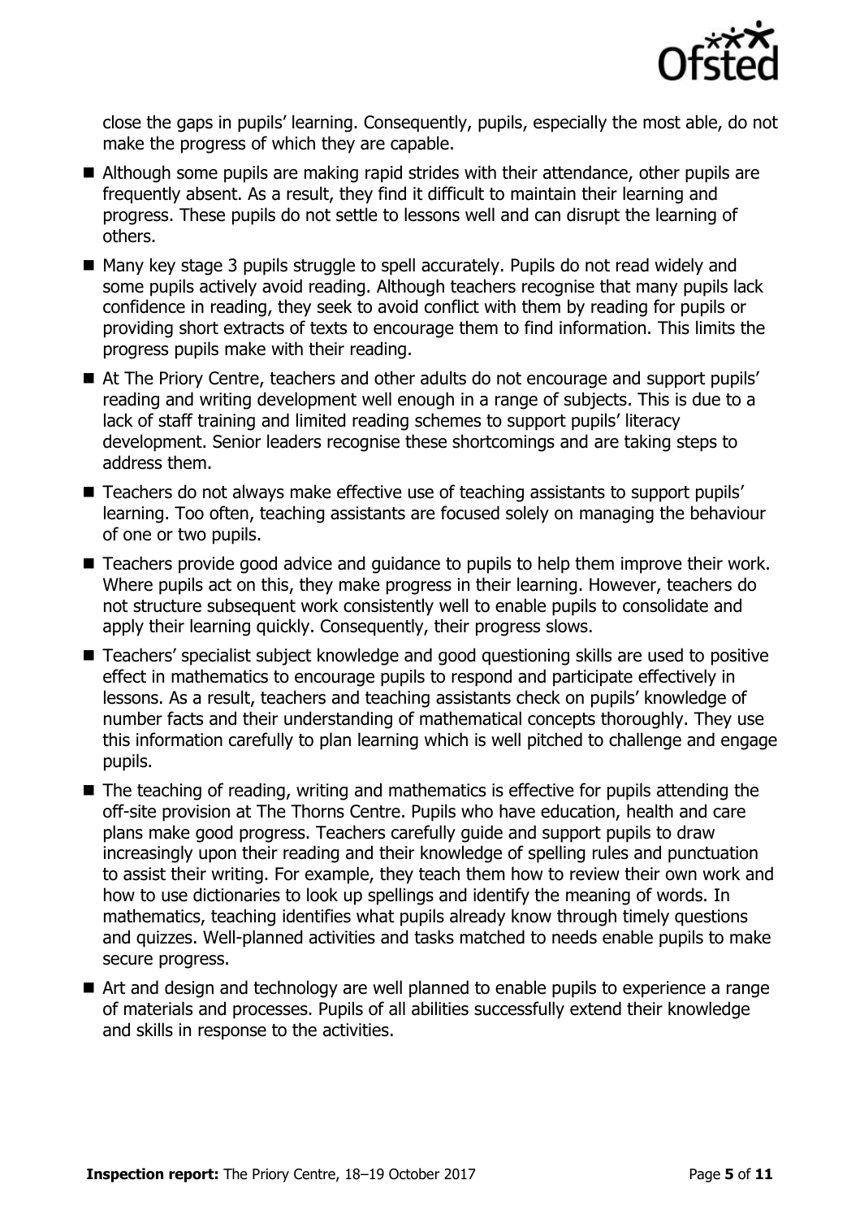close the gaps in pupils' learning. Consequently, pupils, especially the most able, do not make the progress of which they are capable.

- Although some pupils are making rapid strides with their attendance, other pupils are frequently absent. As a result, they find it difficult to maintain their learning and progress. These pupils do not settle to lessons well and can disrupt the learning of others.
- Many key stage 3 pupils struggle to spell accurately. Pupils do not read widely and some pupils actively avoid reading. Although teachers recognise that many pupils lack confidence in reading, they seek to avoid conflict with them by reading for pupils or providing short extracts of texts to encourage them to find information. This limits the progress pupils make with their reading.
- At The Priory Centre, teachers and other adults do not encourage and support pupils' reading and writing development well enough in a range of subjects. This is due to a lack of staff training and limited reading schemes to support pupils' literacy development. Senior leaders recognise these shortcomings and are taking steps to address them.
- Teachers do not always make effective use of teaching assistants to support pupils' learning. Too often, teaching assistants are focused solely on managing the behaviour of one or two pupils.
- Teachers provide good advice and guidance to pupils to help them improve their work. Where pupils act on this, they make progress in their learning. However, teachers do not structure subsequent work consistently well to enable pupils to consolidate and apply their learning quickly. Consequently, their progress slows.
- Teachers' specialist subject knowledge and good questioning skills are used to positive effect in mathematics to encourage pupils to respond and participate effectively in lessons. As a result, teachers and teaching assistants check on pupils' knowledge of number facts and their understanding of mathematical concepts thoroughly. They use this information carefully to plan learning which is well pitched to challenge and engage pupils.
- The teaching of reading, writing and mathematics is effective for pupils attending the off-site provision at The Thorns Centre. Pupils who have education, health and care plans make good progress. Teachers carefully guide and support pupils to draw increasingly upon their reading and their knowledge of spelling rules and punctuation to assist their writing. For example, they teach them how to review their own work and how to use dictionaries to look up spellings and identify the meaning of words. In mathematics, teaching identifies what pupils already know through timely questions and quizzes. Well-planned activities and tasks matched to needs enable pupils to make secure progress.
- Art and design and technology are well planned to enable pupils to experience a range of materials and processes. Pupils of all abilities successfully extend their knowledge and skills in response to the activities.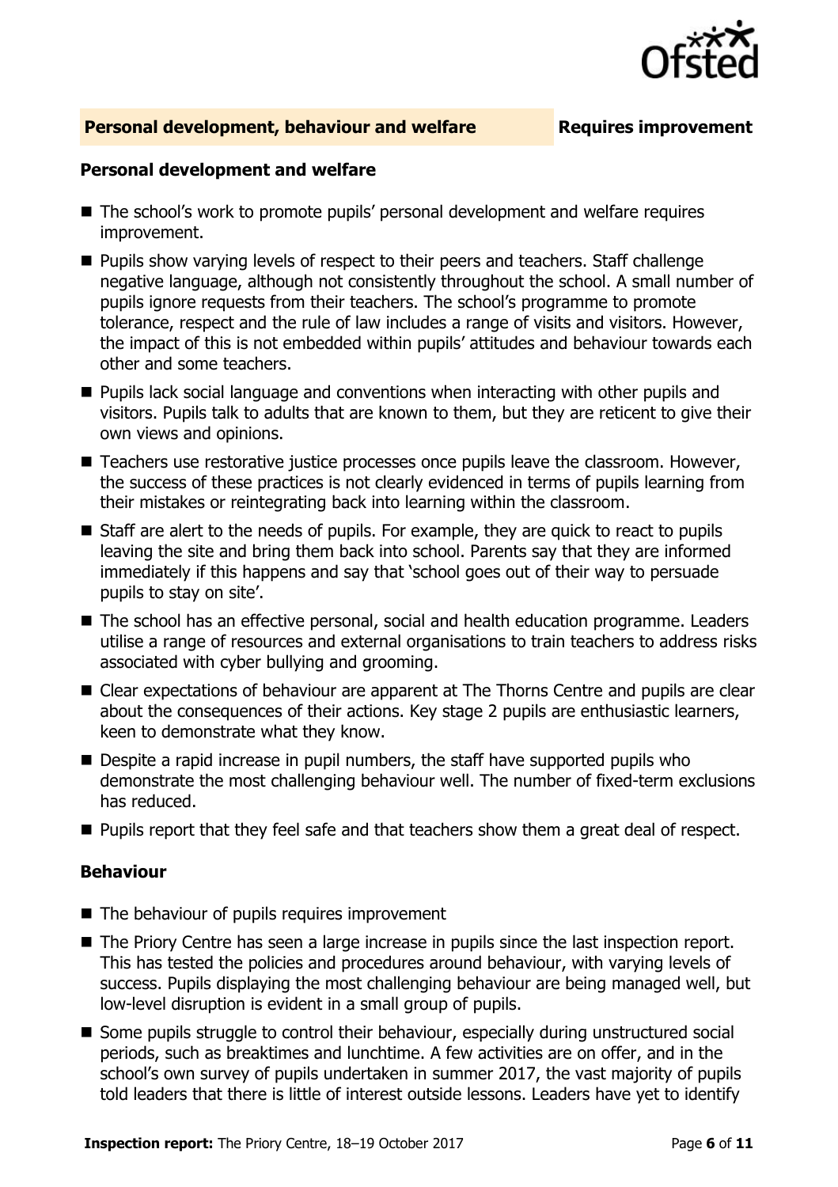## Personal development, behaviour and welfare — Requires improvement

### Personal development and welfare

- The school's work to promote pupils' personal development and welfare requires improvement.
- Pupils show varying levels of respect to their peers and teachers. Staff challenge negative language, although not consistently throughout the school. A small number of pupils ignore requests from their teachers. The school's programme to promote tolerance, respect and the rule of law includes a range of visits and visitors. However, the impact of this is not embedded within pupils' attitudes and behaviour towards each other and some teachers.
- Pupils lack social language and conventions when interacting with other pupils and visitors. Pupils talk to adults that are known to them, but they are reticent to give their own views and opinions.
- Teachers use restorative justice processes once pupils leave the classroom. However, the success of these practices is not clearly evidenced in terms of pupils learning from their mistakes or reintegrating back into learning within the classroom.
- Staff are alert to the needs of pupils. For example, they are quick to react to pupils leaving the site and bring them back into school. Parents say that they are informed immediately if this happens and say that 'school goes out of their way to persuade pupils to stay on site'.
- The school has an effective personal, social and health education programme. Leaders utilise a range of resources and external organisations to train teachers to address risks associated with cyber bullying and grooming.
- Clear expectations of behaviour are apparent at The Thorns Centre and pupils are clear about the consequences of their actions. Key stage 2 pupils are enthusiastic learners, keen to demonstrate what they know.
- Despite a rapid increase in pupil numbers, the staff have supported pupils who demonstrate the most challenging behaviour well. The number of fixed-term exclusions has reduced.
- Pupils report that they feel safe and that teachers show them a great deal of respect.

### Behaviour

- The behaviour of pupils requires improvement
- The Priory Centre has seen a large increase in pupils since the last inspection report. This has tested the policies and procedures around behaviour, with varying levels of success. Pupils displaying the most challenging behaviour are being managed well, but low-level disruption is evident in a small group of pupils.
- Some pupils struggle to control their behaviour, especially during unstructured social periods, such as breaktimes and lunchtime. A few activities are on offer, and in the school's own survey of pupils undertaken in summer 2017, the vast majority of pupils told leaders that there is little of interest outside lessons. Leaders have yet to identify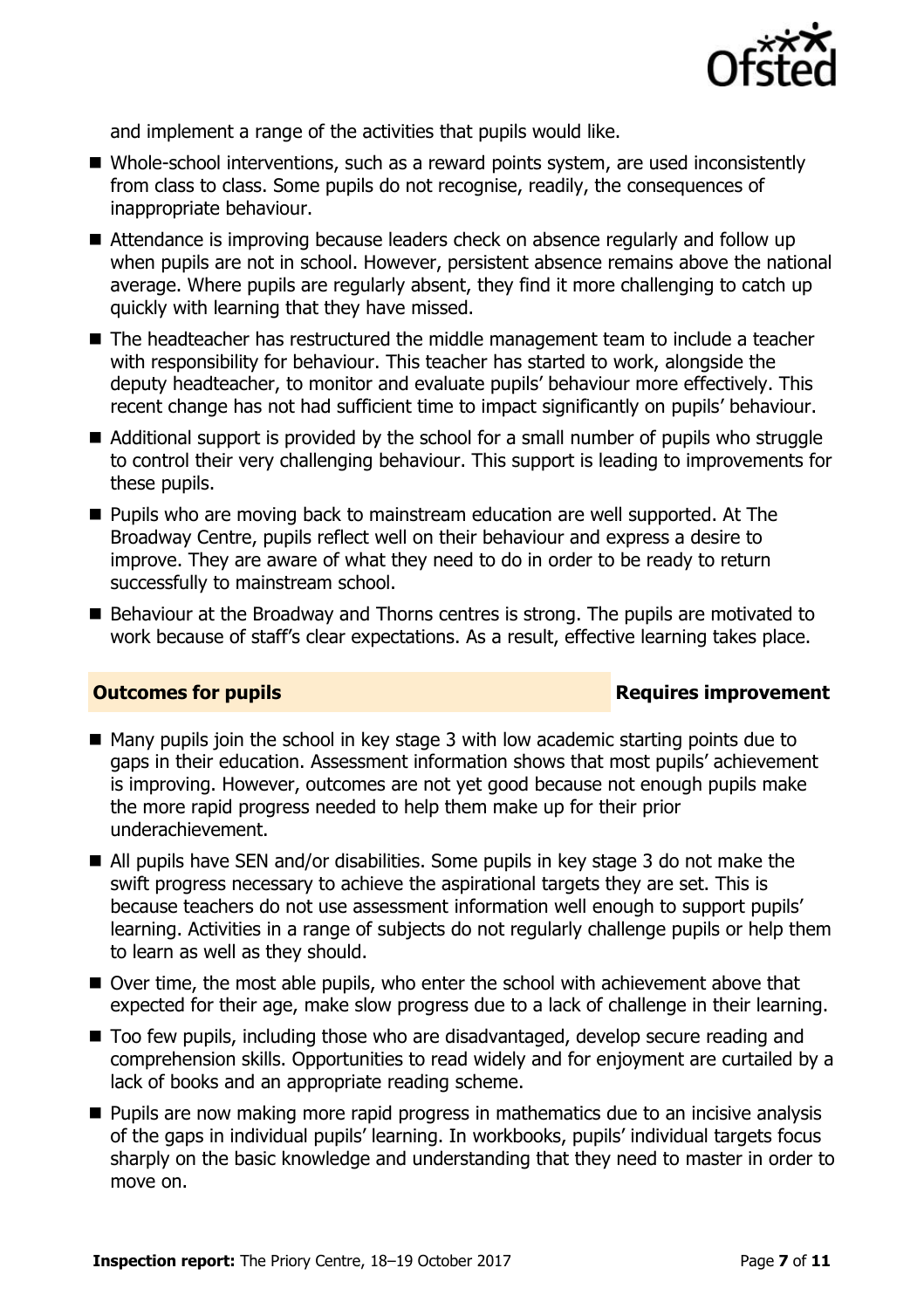and implement a range of the activities that pupils would like.

- Whole-school interventions, such as a reward points system, are used inconsistently from class to class. Some pupils do not recognise, readily, the consequences of inappropriate behaviour.
- Attendance is improving because leaders check on absence regularly and follow up when pupils are not in school. However, persistent absence remains above the national average. Where pupils are regularly absent, they find it more challenging to catch up quickly with learning that they have missed.
- The headteacher has restructured the middle management team to include a teacher with responsibility for behaviour. This teacher has started to work, alongside the deputy headteacher, to monitor and evaluate pupils' behaviour more effectively. This recent change has not had sufficient time to impact significantly on pupils' behaviour.
- Additional support is provided by the school for a small number of pupils who struggle to control their very challenging behaviour. This support is leading to improvements for these pupils.
- Pupils who are moving back to mainstream education are well supported. At The Broadway Centre, pupils reflect well on their behaviour and express a desire to improve. They are aware of what they need to do in order to be ready to return successfully to mainstream school.
- Behaviour at the Broadway and Thorns centres is strong. The pupils are motivated to work because of staff's clear expectations. As a result, effective learning takes place.

## Outcomes for pupils — Requires improvement

- Many pupils join the school in key stage 3 with low academic starting points due to gaps in their education. Assessment information shows that most pupils' achievement is improving. However, outcomes are not yet good because not enough pupils make the more rapid progress needed to help them make up for their prior underachievement.
- All pupils have SEN and/or disabilities. Some pupils in key stage 3 do not make the swift progress necessary to achieve the aspirational targets they are set. This is because teachers do not use assessment information well enough to support pupils' learning. Activities in a range of subjects do not regularly challenge pupils or help them to learn as well as they should.
- Over time, the most able pupils, who enter the school with achievement above that expected for their age, make slow progress due to a lack of challenge in their learning.
- Too few pupils, including those who are disadvantaged, develop secure reading and comprehension skills. Opportunities to read widely and for enjoyment are curtailed by a lack of books and an appropriate reading scheme.
- Pupils are now making more rapid progress in mathematics due to an incisive analysis of the gaps in individual pupils' learning. In workbooks, pupils' individual targets focus sharply on the basic knowledge and understanding that they need to master in order to move on.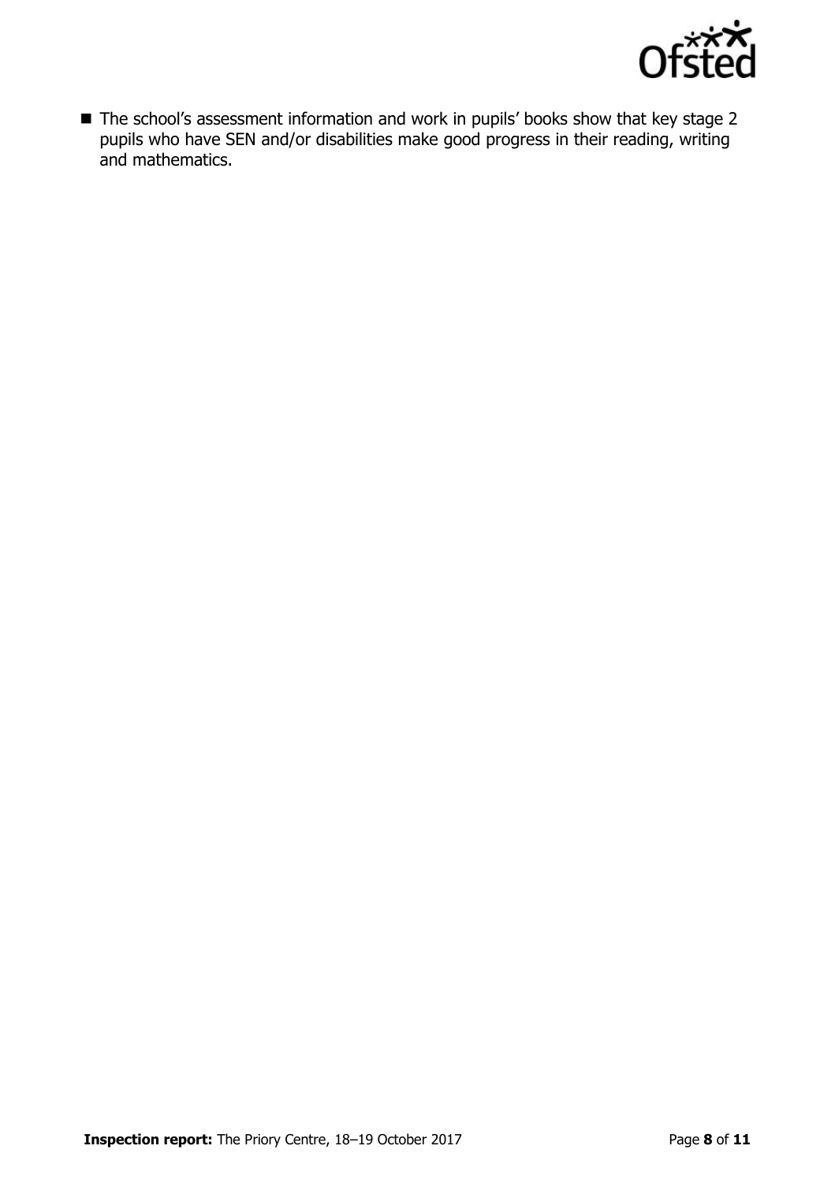- The school's assessment information and work in pupils' books show that key stage 2 pupils who have SEN and/or disabilities make good progress in their reading, writing and mathematics.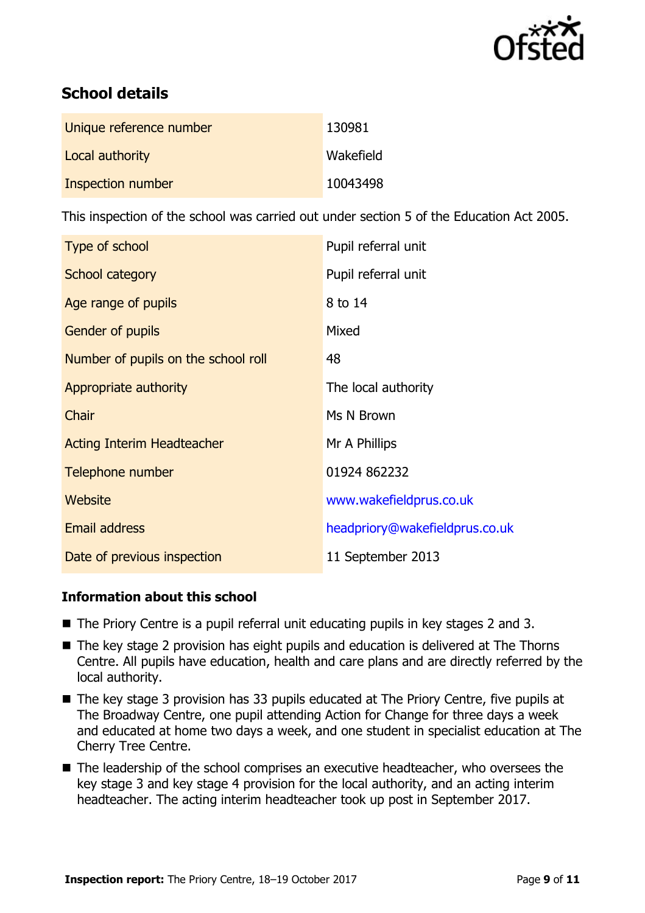## School details

| | |
|---|---|
| Unique reference number | 130981 |
| Local authority | Wakefield |
| Inspection number | 10043498 |

This inspection of the school was carried out under section 5 of the Education Act 2005.

| | |
|---|---|
| Type of school | Pupil referral unit |
| School category | Pupil referral unit |
| Age range of pupils | 8 to 14 |
| Gender of pupils | Mixed |
| Number of pupils on the school roll | 48 |
| Appropriate authority | The local authority |
| Chair | Ms N Brown |
| Acting Interim Headteacher | Mr A Phillips |
| Telephone number | 01924 862232 |
| Website | www.wakefieldprus.co.uk |
| Email address | headpriory@wakefieldprus.co.uk |
| Date of previous inspection | 11 September 2013 |

### Information about this school

- The Priory Centre is a pupil referral unit educating pupils in key stages 2 and 3.
- The key stage 2 provision has eight pupils and education is delivered at The Thorns Centre. All pupils have education, health and care plans and are directly referred by the local authority.
- The key stage 3 provision has 33 pupils educated at The Priory Centre, five pupils at The Broadway Centre, one pupil attending Action for Change for three days a week and educated at home two days a week, and one student in specialist education at The Cherry Tree Centre.
- The leadership of the school comprises an executive headteacher, who oversees the key stage 3 and key stage 4 provision for the local authority, and an acting interim headteacher. The acting interim headteacher took up post in September 2017.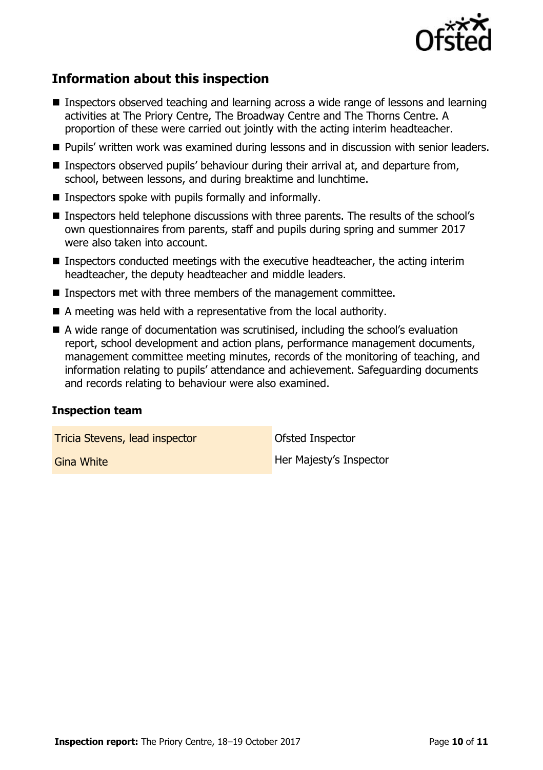## Information about this inspection

- Inspectors observed teaching and learning across a wide range of lessons and learning activities at The Priory Centre, The Broadway Centre and The Thorns Centre. A proportion of these were carried out jointly with the acting interim headteacher.
- Pupils' written work was examined during lessons and in discussion with senior leaders.
- Inspectors observed pupils' behaviour during their arrival at, and departure from, school, between lessons, and during breaktime and lunchtime.
- Inspectors spoke with pupils formally and informally.
- Inspectors held telephone discussions with three parents. The results of the school's own questionnaires from parents, staff and pupils during spring and summer 2017 were also taken into account.
- Inspectors conducted meetings with the executive headteacher, the acting interim headteacher, the deputy headteacher and middle leaders.
- Inspectors met with three members of the management committee.
- A meeting was held with a representative from the local authority.
- A wide range of documentation was scrutinised, including the school's evaluation report, school development and action plans, performance management documents, management committee meeting minutes, records of the monitoring of teaching, and information relating to pupils' attendance and achievement. Safeguarding documents and records relating to behaviour were also examined.

### Inspection team

| | |
|---|---|
| Tricia Stevens, lead inspector | Ofsted Inspector |
| Gina White | Her Majesty's Inspector |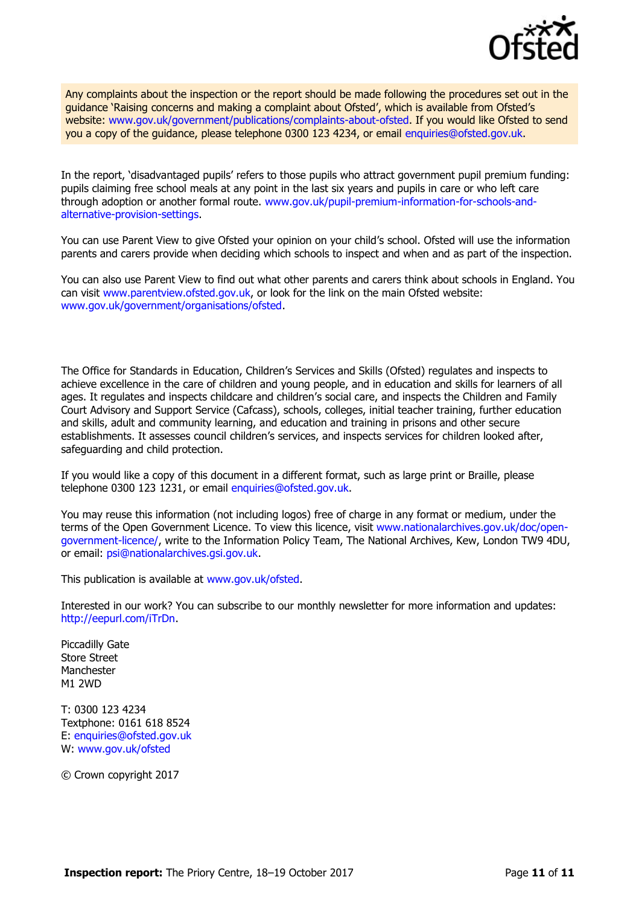Any complaints about the inspection or the report should be made following the procedures set out in the guidance 'Raising concerns and making a complaint about Ofsted', which is available from Ofsted's website: www.gov.uk/government/publications/complaints-about-ofsted. If you would like Ofsted to send you a copy of the guidance, please telephone 0300 123 4234, or email enquiries@ofsted.gov.uk.

In the report, 'disadvantaged pupils' refers to those pupils who attract government pupil premium funding: pupils claiming free school meals at any point in the last six years and pupils in care or who left care through adoption or another formal route. www.gov.uk/pupil-premium-information-for-schools-and-alternative-provision-settings.

You can use Parent View to give Ofsted your opinion on your child's school. Ofsted will use the information parents and carers provide when deciding which schools to inspect and when and as part of the inspection.

You can also use Parent View to find out what other parents and carers think about schools in England. You can visit www.parentview.ofsted.gov.uk, or look for the link on the main Ofsted website: www.gov.uk/government/organisations/ofsted.

The Office for Standards in Education, Children's Services and Skills (Ofsted) regulates and inspects to achieve excellence in the care of children and young people, and in education and skills for learners of all ages. It regulates and inspects childcare and children's social care, and inspects the Children and Family Court Advisory and Support Service (Cafcass), schools, colleges, initial teacher training, further education and skills, adult and community learning, and education and training in prisons and other secure establishments. It assesses council children's services, and inspects services for children looked after, safeguarding and child protection.

If you would like a copy of this document in a different format, such as large print or Braille, please telephone 0300 123 1231, or email enquiries@ofsted.gov.uk.

You may reuse this information (not including logos) free of charge in any format or medium, under the terms of the Open Government Licence. To view this licence, visit www.nationalarchives.gov.uk/doc/open-government-licence/, write to the Information Policy Team, The National Archives, Kew, London TW9 4DU, or email: psi@nationalarchives.gsi.gov.uk.

This publication is available at www.gov.uk/ofsted.

Interested in our work? You can subscribe to our monthly newsletter for more information and updates: http://eepurl.com/iTrDn.

Piccadilly Gate
Store Street
Manchester
M1 2WD

T: 0300 123 4234
Textphone: 0161 618 8524
E: enquiries@ofsted.gov.uk
W: www.gov.uk/ofsted

© Crown copyright 2017